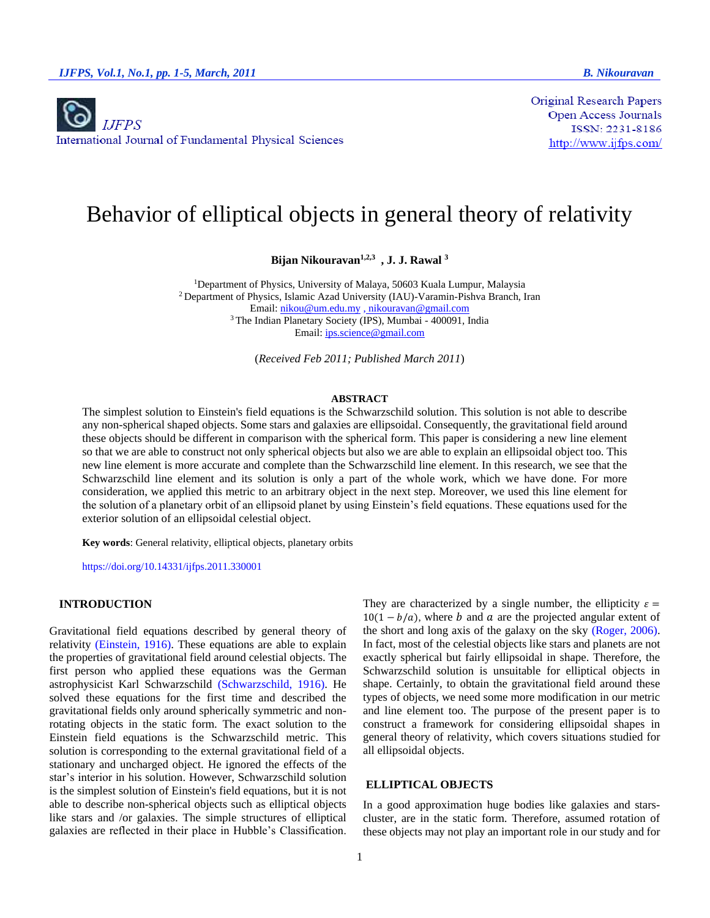IJFPS

International Journal of Fundamental Physical Sciences

Original Research Papers
Open Access Journals
ISSN: 2231-8186
http://www.ijfps.com/

# Behavior of elliptical objects in general theory of relativity

**Bijan Nikouravan[1,2,3], J. J. Rawal[3]**

[1]Department of Physics, University of Malaya, 50603 Kuala Lumpur, Malaysia
[2]Department of Physics, Islamic Azad University (IAU)-Varamin-Pishva Branch, Iran
Email: nikou@um.edu.my , nikouravan@gmail.com
[3]The Indian Planetary Society (IPS), Mumbai - 400091, India
Email: ips.science@gmail.com

(*Received Feb 2011; Published March 2011*)

## ABSTRACT

The simplest solution to Einstein's field equations is the Schwarzschild solution. This solution is not able to describe any non-spherical shaped objects. Some stars and galaxies are ellipsoidal. Consequently, the gravitational field around these objects should be different in comparison with the spherical form. This paper is considering a new line element so that we are able to construct not only spherical objects but also we are able to explain an ellipsoidal object too. This new line element is more accurate and complete than the Schwarzschild line element. In this research, we see that the Schwarzschild line element and its solution is only a part of the whole work, which we have done. For more consideration, we applied this metric to an arbitrary object in the next step. Moreover, we used this line element for the solution of a planetary orbit of an ellipsoid planet by using Einstein's field equations. These equations used for the exterior solution of an ellipsoidal celestial object.

**Key words**: General relativity, elliptical objects, planetary orbits

https://doi.org/10.14331/ijfps.2011.330001

## INTRODUCTION

Gravitational field equations described by general theory of relativity (Einstein, 1916). These equations are able to explain the properties of gravitational field around celestial objects. The first person who applied these equations was the German astrophysicist Karl Schwarzschild (Schwarzschild, 1916). He solved these equations for the first time and described the gravitational fields only around spherically symmetric and non-rotating objects in the static form. The exact solution to the Einstein field equations is the Schwarzschild metric. This solution is corresponding to the external gravitational field of a stationary and uncharged object. He ignored the effects of the star's interior in his solution. However, Schwarzschild solution is the simplest solution of Einstein's field equations, but it is not able to describe non-spherical objects such as elliptical objects like stars and /or galaxies. The simple structures of elliptical galaxies are reflected in their place in Hubble's Classification. They are characterized by a single number, the ellipticity $\varepsilon = 10(1 - b/a)$, where $b$ and $a$ are the projected angular extent of the short and long axis of the galaxy on the sky (Roger, 2006). In fact, most of the celestial objects like stars and planets are not exactly spherical but fairly ellipsoidal in shape. Therefore, the Schwarzschild solution is unsuitable for elliptical objects in shape. Certainly, to obtain the gravitational field around these types of objects, we need some more modification in our metric and line element too. The purpose of the present paper is to construct a framework for considering ellipsoidal shapes in general theory of relativity, which covers situations studied for all ellipsoidal objects.

## ELLIPTICAL OBJECTS

In a good approximation huge bodies like galaxies and stars-cluster, are in the static form. Therefore, assumed rotation of these objects may not play an important role in our study and for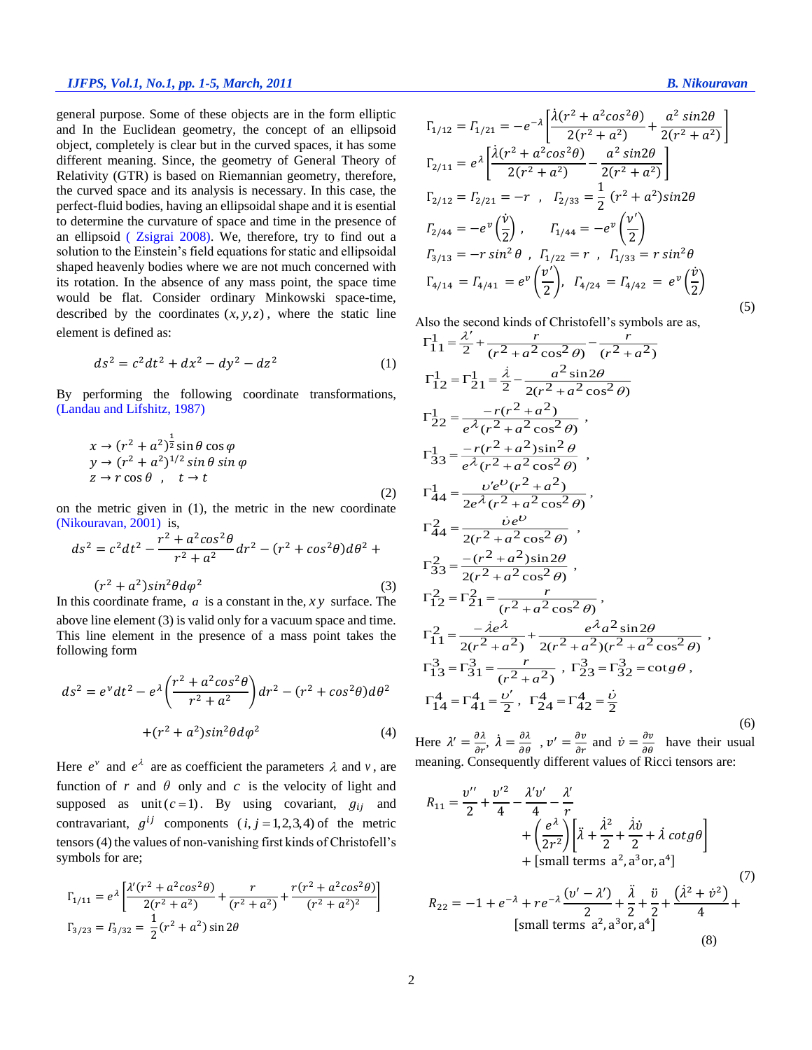general purpose. Some of these objects are in the form elliptic and In the Euclidean geometry, the concept of an ellipsoid object, completely is clear but in the curved spaces, it has some different meaning. Since, the geometry of General Theory of Relativity (GTR) is based on Riemannian geometry, therefore, the curved space and its analysis is necessary. In this case, the perfect-fluid bodies, having an ellipsoidal shape and it is essential to determine the curvature of space and time in the presence of an ellipsoid ( Zsigrai 2008). We, therefore, try to find out a solution to the Einstein's field equations for static and ellipsoidal shaped heavenly bodies where we are not much concerned with its rotation. In the absence of any mass point, the space time would be flat. Consider ordinary Minkowski space-time, described by the coordinates $(x, y, z)$, where the static line element is defined as:

$$ds^2 = c^2dt^2 + dx^2 - dy^2 - dz^2 \tag{1}$$

By performing the following coordinate transformations, (Landau and Lifshitz, 1987)

$$\begin{aligned} x &\to (r^2 + a^2)^{\frac{1}{2}} \sin\theta \cos\varphi \\ y &\to (r^2 + a^2)^{1/2} \sin\theta \sin\varphi \\ z &\to r\cos\theta \quad , \quad t \to t \end{aligned} \tag{2}$$

on the metric given in (1), the metric in the new coordinate (Nikouravan, 2001) is,

$$ds^2 = c^2dt^2 - \frac{r^2 + a^2 cos^2\theta}{r^2 + a^2}dr^2 - (r^2 + cos^2\theta)d\theta^2 + (r^2 + a^2)sin^2\theta d\varphi^2 \tag{3}$$

In this coordinate frame, $a$ is a constant in the, $xy$ surface. The above line element (3) is valid only for a vacuum space and time. This line element in the presence of a mass point takes the following form

$$ds^2 = e^{\nu}dt^2 - e^{\lambda}\left(\frac{r^2 + a^2cos^2\theta}{r^2 + a^2}\right)dr^2 - (r^2 + cos^2\theta)d\theta^2 + (r^2 + a^2)sin^2\theta d\varphi^2 \tag{4}$$

Here $e^{\nu}$ and $e^{\lambda}$ are as coefficient the parameters $\lambda$ and $\nu$, are function of $r$ and $\theta$ only and $c$ is the velocity of light and supposed as unit $(c = 1)$. By using covariant, $g_{ij}$ and contravariant, $g^{ij}$ components $(i, j = 1,2,3,4)$ of the metric tensors (4) the values of non-vanishing first kinds of Christofell's symbols for are;

$$\Gamma_{1/11} = e^{\lambda}\left[\frac{\lambda'(r^2 + a^2cos^2\theta)}{2(r^2 + a^2)} + \frac{r}{(r^2 + a^2)} + \frac{r(r^2 + a^2cos^2\theta)}{(r^2 + a^2)^2}\right]$$

$$\Gamma_{3/23} = \Gamma_{3/32} = \frac{1}{2}(r^2 + a^2)\sin 2\theta$$

$$\Gamma_{1/12} = \Gamma_{1/21} = -e^{-\lambda}\left[\frac{\dot{\lambda}(r^2 + a^2cos^2\theta)}{2(r^2 + a^2)} + \frac{a^2\, sin2\theta}{2(r^2 + a^2)}\right]$$

$$\Gamma_{2/11} = e^{\lambda}\left[\frac{\dot{\lambda}(r^2 + a^2cos^2\theta)}{2(r^2 + a^2)} - \frac{a^2\, sin2\theta}{2(r^2 + a^2)}\right]$$

$$\Gamma_{2/12} = \Gamma_{2/21} = -r \quad , \quad \Gamma_{2/33} = \frac{1}{2}(r^2 + a^2)sin2\theta$$

$$\Gamma_{2/44} = -e^{\nu}\left(\frac{\dot{\nu}}{2}\right), \qquad \Gamma_{1/44} = -e^{\nu}\left(\frac{\nu'}{2}\right)$$

$$\Gamma_{3/13} = -r\sin^2\theta \ , \ \Gamma_{1/22} = r \ , \ \Gamma_{1/33} = r\sin^2\theta$$

$$\Gamma_{4/14} = \Gamma_{4/41} = e^{\nu}\left(\frac{\nu'}{2}\right), \ \Gamma_{4/24} = \Gamma_{4/42} = e^{\nu}\left(\frac{\dot{\nu}}{2}\right) \tag{5}$$

Also the second kinds of Christofell's symbols are as,

$$\Gamma^1_{11} = \frac{\lambda'}{2} + \frac{r}{(r^2 + a^2\cos^2\theta)} - \frac{r}{(r^2 + a^2)}$$

$$\Gamma^1_{12} = \Gamma^1_{21} = \frac{\dot{\lambda}}{2} - \frac{a^2\sin 2\theta}{2(r^2 + a^2\cos^2\theta)}$$

$$\Gamma^1_{22} = \frac{-r(r^2 + a^2)}{e^{\lambda}(r^2 + a^2\cos^2\theta)},$$

$$\Gamma^1_{33} = \frac{-r(r^2 + a^2)\sin^2\theta}{e^{\lambda}(r^2 + a^2\cos^2\theta)},$$

$$\Gamma^1_{44} = \frac{\upsilon' e^{\upsilon}(r^2 + a^2)}{2e^{\lambda}(r^2 + a^2\cos^2\theta)},$$

$$\Gamma^2_{44} = \frac{\dot{\upsilon} e^{\upsilon}}{2(r^2 + a^2\cos^2\theta)},$$

$$\Gamma^2_{33} = \frac{-(r^2 + a^2)\sin 2\theta}{2(r^2 + a^2\cos^2\theta)},$$

$$\Gamma^2_{12} = \Gamma^2_{21} = \frac{r}{(r^2 + a^2\cos^2\theta)},$$

$$\Gamma^2_{11} = \frac{-\dot{\lambda} e^{\lambda}}{2(r^2 + a^2)} + \frac{e^{\lambda}a^2\sin 2\theta}{2(r^2 + a^2)(r^2 + a^2\cos^2\theta)},$$

$$\Gamma^3_{13} = \Gamma^3_{31} = \frac{r}{(r^2 + a^2)}, \ \Gamma^3_{23} = \Gamma^3_{32} = \cot g\theta,$$

$$\Gamma^4_{14} = \Gamma^4_{41} = \frac{\upsilon'}{2}, \ \Gamma^4_{24} = \Gamma^4_{42} = \frac{\dot{\upsilon}}{2} \tag{6}$$

Here $\lambda' = \frac{\partial\lambda}{\partial r}$, $\dot{\lambda} = \frac{\partial\lambda}{\partial\theta}$, $\nu' = \frac{\partial\nu}{\partial r}$ and $\dot{\nu} = \frac{\partial\nu}{\partial\theta}$ have their usual meaning. Consequently different values of Ricci tensors are:

$$R_{11} = \frac{\upsilon''}{2} + \frac{\upsilon'^2}{4} - \frac{\lambda'\upsilon'}{4} - \frac{\lambda'}{r} + \left(\frac{e^{\lambda}}{2r^2}\right)\left[\ddot{\lambda} + \frac{\dot{\lambda}^2}{2} + \frac{\dot{\lambda}\dot{\upsilon}}{2} + \dot{\lambda}\,cotg\theta\right] + [\text{small terms } a^2, a^3 \text{or}, a^4] \tag{7}$$

$$R_{22} = -1 + e^{-\lambda} + re^{-\lambda}\frac{(\upsilon' - \lambda')}{2} + \frac{\ddot{\lambda}}{2} + \frac{\ddot{\upsilon}}{2} + \frac{(\dot{\lambda}^2 + \dot{\nu}^2)}{4} + [\text{small terms } a^2, a^3 \text{or}, a^4] \tag{8}$$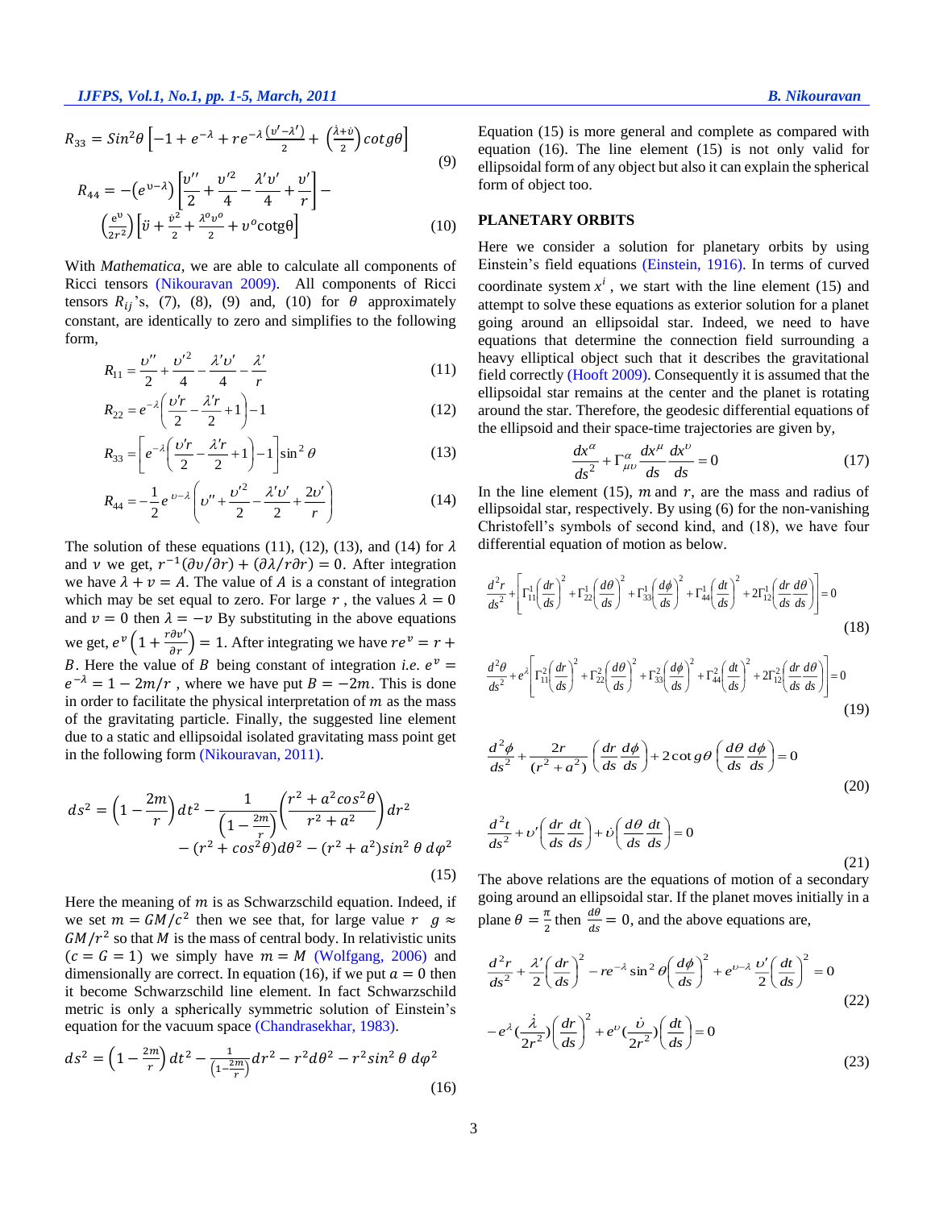$$R_{33} = Sin^2\theta\left[-1 + e^{-\lambda} + re^{-\lambda}\frac{(\upsilon' - \lambda')}{2} + \left(\frac{\dot{\lambda} + \dot{\upsilon}}{2}\right)cotg\theta\right] \tag{9}$$

$$R_{44} = -\left(e^{\upsilon - \lambda}\right)\left[\frac{\upsilon''}{2} + \frac{\upsilon'^2}{4} - \frac{\lambda'\upsilon'}{4} + \frac{\upsilon'}{r}\right] - \left(\frac{e^{\upsilon}}{2r^2}\right)\left[\ddot{\upsilon} + \frac{\dot{\upsilon}^2}{2} + \frac{\lambda^o \upsilon^o}{2} + \upsilon^o \text{cotg}\theta\right] \tag{10}$$

With *Mathematica*, we are able to calculate all components of Ricci tensors (Nikouravan 2009). All components of Ricci tensors $R_{ij}$'s, (7), (8), (9) and, (10) for $\theta$ approximately constant, are identically to zero and simplifies to the following form,

$$R_{11} = \frac{\upsilon''}{2} + \frac{\upsilon'^2}{4} - \frac{\lambda'\upsilon'}{4} - \frac{\lambda'}{r} \tag{11}$$

$$R_{22} = e^{-\lambda}\left(\frac{\upsilon' r}{2} - \frac{\lambda' r}{2} + 1\right) - 1 \tag{12}$$

$$R_{33} = \left[e^{-\lambda}\left(\frac{\upsilon' r}{2} - \frac{\lambda' r}{2} + 1\right) - 1\right]\sin^2\theta \tag{13}$$

$$R_{44} = -\frac{1}{2}e^{\upsilon - \lambda}\left(\upsilon'' + \frac{\upsilon'^2}{2} - \frac{\lambda'\upsilon'}{2} + \frac{2\upsilon'}{r}\right) \tag{14}$$

The solution of these equations (11), (12), (13), and (14) for $\lambda$ and $\nu$ we get, $r^{-1}(\partial\upsilon/\partial r) + (\partial\lambda/r\partial r) = 0$. After integration we have $\lambda + \upsilon = A$. The value of $A$ is a constant of integration which may be set equal to zero. For large $r$, the values $\lambda = 0$ and $\upsilon = 0$ then $\lambda = -\upsilon$ By substituting in the above equations we get, $e^{\upsilon}\left(1 + \frac{r\partial\upsilon'}{\partial r}\right) = 1$. After integrating we have $re^{\upsilon} = r + B$. Here the value of $B$ being constant of integration *i.e.* $e^{\upsilon} = e^{-\lambda} = 1 - 2m/r$ , where we have put $B = -2m$. This is done in order to facilitate the physical interpretation of $m$ as the mass of the gravitating particle. Finally, the suggested line element due to a static and ellipsoidal isolated gravitating mass point get in the following form (Nikouravan, 2011).

$$ds^2 = \left(1 - \frac{2m}{r}\right)dt^2 - \frac{1}{\left(1 - \frac{2m}{r}\right)}\left(\frac{r^2 + a^2 cos^2\theta}{r^2 + a^2}\right)dr^2 - (r^2 + cos^2\theta)d\theta^2 - (r^2 + a^2)sin^2\theta\, d\varphi^2 \tag{15}$$

Here the meaning of $m$ is as Schwarzschild equation. Indeed, if we set $m = GM/c^2$ then we see that, for large value $r$ $g \approx GM/r^2$ so that $M$ is the mass of central body. In relativistic units $(c = G = 1)$ we simply have $m = M$ (Wolfgang, 2006) and dimensionally are correct. In equation (16), if we put $a = 0$ then it become Schwarzschild line element. In fact Schwarzschild metric is only a spherically symmetric solution of Einstein's equation for the vacuum space (Chandrasekhar, 1983).

$$ds^2 = \left(1 - \frac{2m}{r}\right)dt^2 - \frac{1}{\left(1 - \frac{2m}{r}\right)}dr^2 - r^2 d\theta^2 - r^2 sin^2\theta\, d\varphi^2 \tag{16}$$

Equation (15) is more general and complete as compared with equation (16). The line element (15) is not only valid for ellipsoidal form of any object but also it can explain the spherical form of object too.

## PLANETARY ORBITS

Here we consider a solution for planetary orbits by using Einstein's field equations (Einstein, 1916). In terms of curved coordinate system $x^i$, we start with the line element (15) and attempt to solve these equations as exterior solution for a planet going around an ellipsoidal star. Indeed, we need to have equations that determine the connection field surrounding a heavy elliptical object such that it describes the gravitational field correctly (Hooft 2009). Consequently it is assumed that the ellipsoidal star remains at the center and the planet is rotating around the star. Therefore, the geodesic differential equations of the ellipsoid and their space-time trajectories are given by,

$$\frac{dx^{\alpha}}{ds^2} + \Gamma^{\alpha}_{\mu\upsilon}\frac{dx^{\mu}}{ds}\frac{dx^{\upsilon}}{ds} = 0 \tag{17}$$

In the line element (15), $m$ and $r$, are the mass and radius of ellipsoidal star, respectively. By using (6) for the non-vanishing Christofell's symbols of second kind, and (18), we have four differential equation of motion as below.

$$\frac{d^2r}{ds^2} + \left[\Gamma^1_{11}\left(\frac{dr}{ds}\right)^2 + \Gamma^1_{22}\left(\frac{d\theta}{ds}\right)^2 + \Gamma^1_{33}\left(\frac{d\phi}{ds}\right)^2 + \Gamma^1_{44}\left(\frac{dt}{ds}\right)^2 + 2\Gamma^1_{12}\left(\frac{dr}{ds}\frac{d\theta}{ds}\right)\right] = 0 \tag{18}$$

$$\frac{d^2\theta}{ds^2} + e^{\lambda}\left[\Gamma^2_{11}\left(\frac{dr}{ds}\right)^2 + \Gamma^2_{22}\left(\frac{d\theta}{ds}\right)^2 + \Gamma^2_{33}\left(\frac{d\phi}{ds}\right)^2 + \Gamma^2_{44}\left(\frac{dt}{ds}\right)^2 + 2\Gamma^2_{12}\left(\frac{dr}{ds}\frac{d\theta}{ds}\right)\right] = 0 \tag{19}$$

$$\frac{d^2\phi}{ds^2} + \frac{2r}{(r^2 + a^2)}\left(\frac{dr}{ds}\frac{d\phi}{ds}\right) + 2\cot g\theta\left(\frac{d\theta}{ds}\frac{d\phi}{ds}\right) = 0 \tag{20}$$

$$\frac{d^2t}{ds^2} + \upsilon'\left(\frac{dr}{ds}\frac{dt}{ds}\right) + \dot{\upsilon}\left(\frac{d\theta}{ds}\frac{dt}{ds}\right) = 0 \tag{21}$$

The above relations are the equations of motion of a secondary going around an ellipsoidal star. If the planet moves initially in a plane $\theta = \frac{\pi}{2}$ then $\frac{d\theta}{ds} = 0$, and the above equations are,

$$\frac{d^2r}{ds^2} + \frac{\lambda'}{2}\left(\frac{dr}{ds}\right)^2 - re^{-\lambda}\sin^2\theta\left(\frac{d\phi}{ds}\right)^2 + e^{\upsilon - \lambda}\frac{\upsilon'}{2}\left(\frac{dt}{ds}\right)^2 = 0 \tag{22}$$

$$-e^{\lambda}\left(\frac{\dot{\lambda}}{2r^2}\right)\left(\frac{dr}{ds}\right)^2 + e^{\upsilon}\left(\frac{\dot{\upsilon}}{2r^2}\right)\left(\frac{dt}{ds}\right) = 0 \tag{23}$$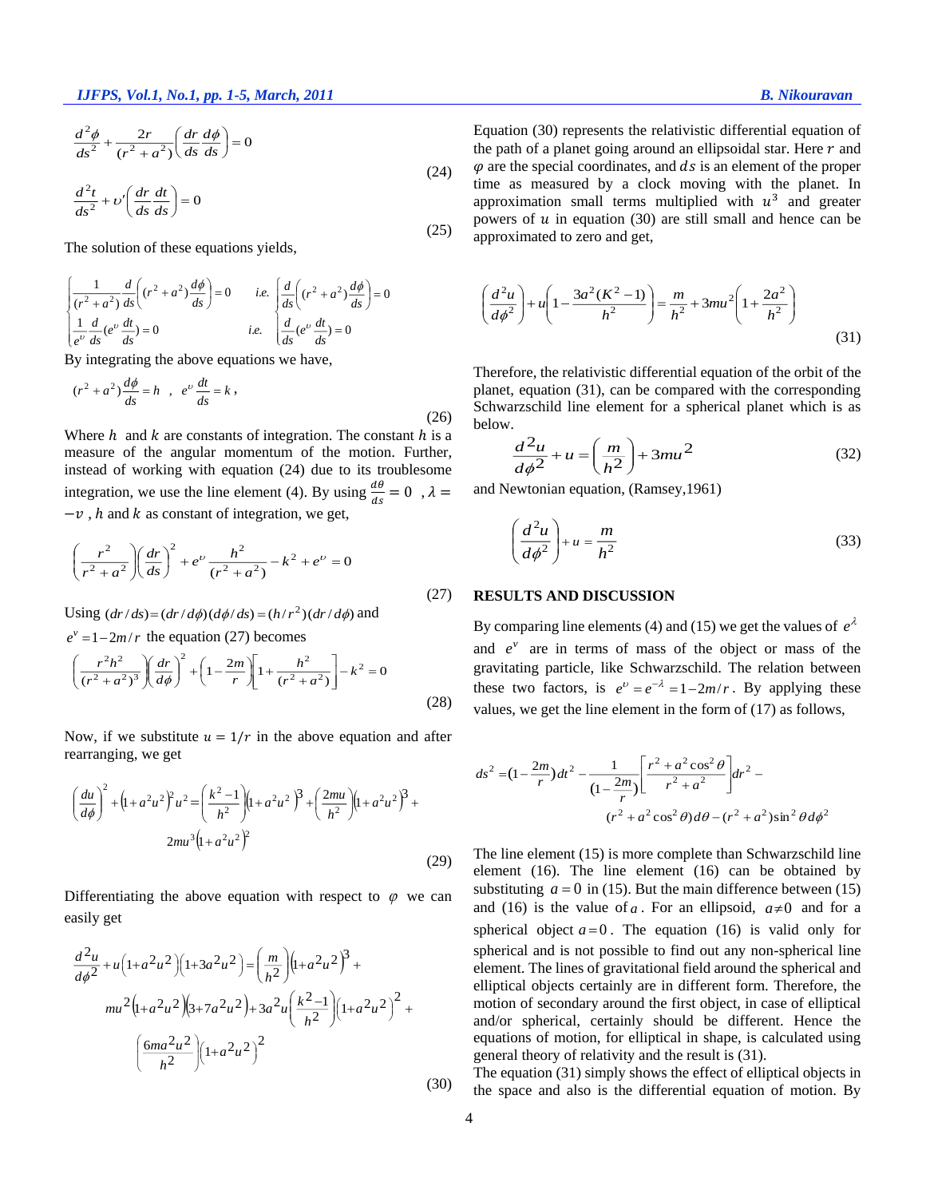$$\frac{d^2\phi}{ds^2} + \frac{2r}{(r^2+a^2)}\left(\frac{dr}{ds}\frac{d\phi}{ds}\right) = 0 \tag{24}$$

$$\frac{d^2 t}{ds^2} + \upsilon'\left(\frac{dr}{ds}\frac{dt}{ds}\right) = 0 \tag{25}$$

The solution of these equations yields,

$$\begin{cases} \dfrac{1}{(r^2+a^2)}\dfrac{d}{ds}\left((r^2+a^2)\dfrac{d\phi}{ds}\right) = 0 & i.e. \quad \dfrac{d}{ds}\left((r^2+a^2)\dfrac{d\phi}{ds}\right) = 0 \\ \dfrac{1}{e^{\upsilon}}\dfrac{d}{ds}(e^{\upsilon}\dfrac{dt}{ds}) = 0 & i.e. \quad \dfrac{d}{ds}(e^{\upsilon}\dfrac{dt}{ds}) = 0 \end{cases}$$

By integrating the above equations we have,

$$(r^2+a^2)\frac{d\phi}{ds} = h \quad , \quad e^{\upsilon}\frac{dt}{ds} = k\,, \tag{26}$$

Where $h$ and $k$ are constants of integration. The constant $h$ is a measure of the angular momentum of the motion. Further, instead of working with equation (24) due to its troublesome integration, we use the line element (4). By using $\frac{d\theta}{ds} = 0$ , $\lambda = -\upsilon$ , $h$ and $k$ as constant of integration, we get,

$$\left(\frac{r^2}{r^2+a^2}\right)\left(\frac{dr}{ds}\right)^2 + e^{\upsilon}\frac{h^2}{(r^2+a^2)} - k^2 + e^{\upsilon} = 0 \tag{27}$$

Using $(dr/ds) = (dr/d\phi)(d\phi/ds) = (h/r^2)(dr/d\phi)$ and $e^{v} = 1 - 2m/r$ the equation (27) becomes

$$\left(\frac{r^2 h^2}{(r^2+a^2)^3}\right)\left(\frac{dr}{d\phi}\right)^2 + \left(1 - \frac{2m}{r}\right)\left[1 + \frac{h^2}{(r^2+a^2)}\right] - k^2 = 0 \tag{28}$$

Now, if we substitute $u = 1/r$ in the above equation and after rearranging, we get

$$\left(\frac{du}{d\phi}\right)^2 + \left(1+a^2u^2\right)^2 u^2 = \left(\frac{k^2-1}{h^2}\right)\left(1+a^2u^2\right)^3 + \left(\frac{2mu}{h^2}\right)\left(1+a^2u^2\right)^3 + 2mu^3\left(1+a^2u^2\right)^2 \tag{29}$$

Differentiating the above equation with respect to $\varphi$ we can easily get

$$\frac{d^2u}{d\phi^2} + u\left(1+a^2u^2\right)\left(1+3a^2u^2\right) = \left(\frac{m}{h^2}\right)\left(1+a^2u^2\right)^3 + mu^2\left(1+a^2u^2\right)\left(3+7a^2u^2\right) + 3a^2u\left(\frac{k^2-1}{h^2}\right)\left(1+a^2u^2\right)^2 + \left(\frac{6ma^2u^2}{h^2}\right)\left(1+a^2u^2\right)^2 \tag{30}$$

Equation (30) represents the relativistic differential equation of the path of a planet going around an ellipsoidal star. Here $r$ and $\varphi$ are the special coordinates, and $ds$ is an element of the proper time as measured by a clock moving with the planet. In approximation small terms multiplied with $u^3$ and greater powers of $u$ in equation (30) are still small and hence can be approximated to zero and get,

$$\left(\frac{d^2u}{d\phi^2}\right) + u\left(1 - \frac{3a^2(K^2-1)}{h^2}\right) = \frac{m}{h^2} + 3mu^2\left(1 + \frac{2a^2}{h^2}\right) \tag{31}$$

Therefore, the relativistic differential equation of the orbit of the planet, equation (31), can be compared with the corresponding Schwarzschild line element for a spherical planet which is as below.

$$\frac{d^2u}{d\phi^2} + u = \left(\frac{m}{h^2}\right) + 3mu^2 \tag{32}$$

and Newtonian equation, (Ramsey,1961)

$$\left(\frac{d^2u}{d\phi^2}\right) + u = \frac{m}{h^2} \tag{33}$$

## RESULTS AND DISCUSSION

By comparing line elements (4) and (15) we get the values of $e^{\lambda}$ and $e^{v}$ are in terms of mass of the object or mass of the gravitating particle, like Schwarzschild. The relation between these two factors, is $e^{\upsilon} = e^{-\lambda} = 1 - 2m/r$. By applying these values, we get the line element in the form of (17) as follows,

$$ds^2 = (1 - \frac{2m}{r})dt^2 - \frac{1}{(1 - \frac{2m}{r})}\left[\frac{r^2 + a^2\cos^2\theta}{r^2 + a^2}\right]dr^2 - (r^2 + a^2\cos^2\theta)d\theta - (r^2 + a^2)\sin^2\theta\, d\phi^2$$

The line element (15) is more complete than Schwarzschild line element (16). The line element (16) can be obtained by substituting $a = 0$ in (15). But the main difference between (15) and (16) is the value of $a$. For an ellipsoid, $a \neq 0$ and for a spherical object $a = 0$. The equation (16) is valid only for spherical and is not possible to find out any non-spherical line element. The lines of gravitational field around the spherical and elliptical objects certainly are in different form. Therefore, the motion of secondary around the first object, in case of elliptical and/or spherical, certainly should be different. Hence the equations of motion, for elliptical in shape, is calculated using general theory of relativity and the result is (31).

The equation (31) simply shows the effect of elliptical objects in the space and also is the differential equation of motion. By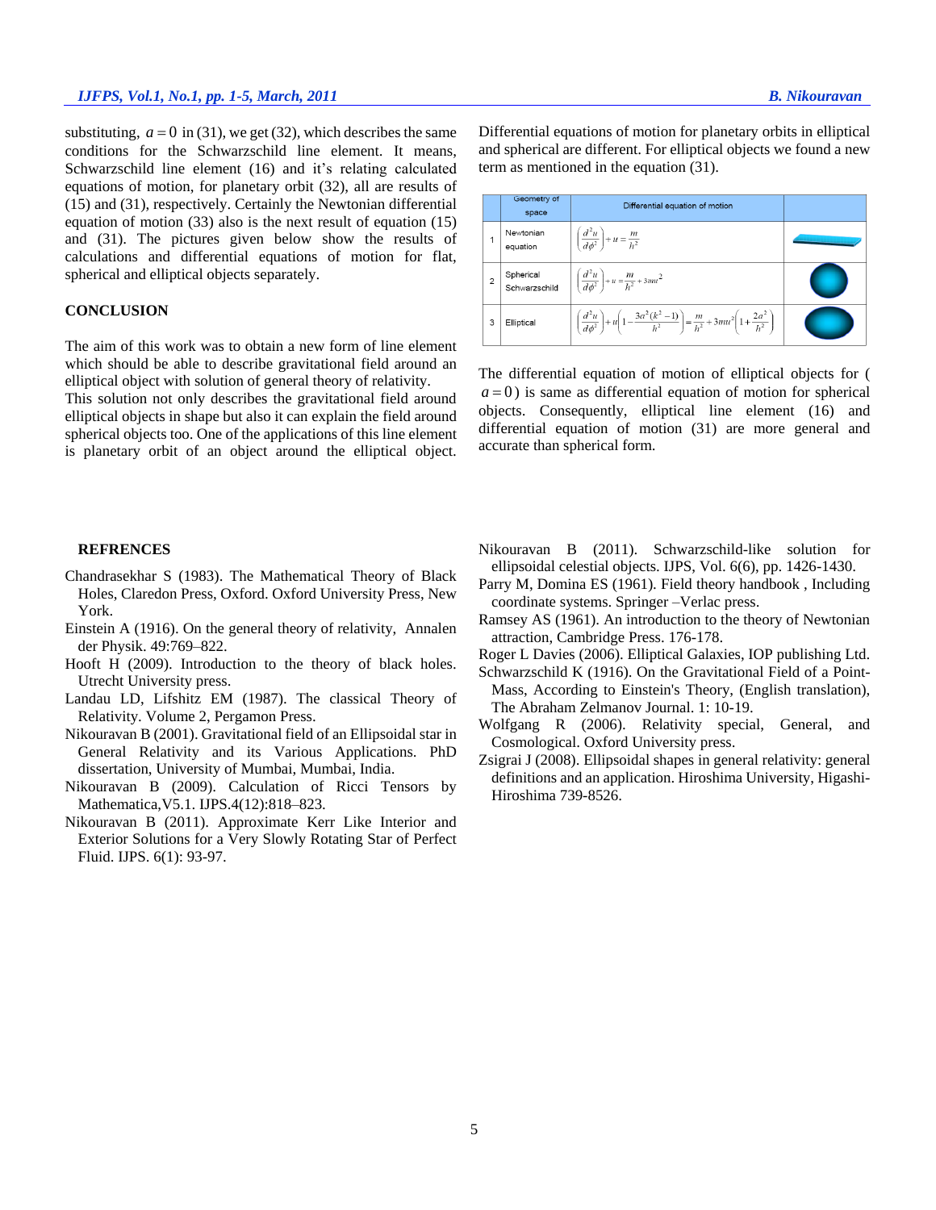substituting, $a = 0$ in (31), we get (32), which describes the same conditions for the Schwarzschild line element. It means, Schwarzschild line element (16) and it's relating calculated equations of motion, for planetary orbit (32), all are results of (15) and (31), respectively. Certainly the Newtonian differential equation of motion (33) also is the next result of equation (15) and (31). The pictures given below show the results of calculations and differential equations of motion for flat, spherical and elliptical objects separately.

## CONCLUSION

The aim of this work was to obtain a new form of line element which should be able to describe gravitational field around an elliptical object with solution of general theory of relativity.

This solution not only describes the gravitational field around elliptical objects in shape but also it can explain the field around spherical objects too. One of the applications of this line element is planetary orbit of an object around the elliptical object. Differential equations of motion for planetary orbits in elliptical and spherical are different. For elliptical objects we found a new term as mentioned in the equation (31).

| | Geometry of space | Differential equation of motion | |
|---|---|---|---|
| 1 | Newtonian equation | $\left(\frac{d^2u}{d\phi^2}\right) + u = \frac{m}{h^2}$ | |
| 2 | Spherical Schwarzschild | $\left(\frac{d^2u}{d\phi^2}\right) + u = \frac{m}{h^2} + 3mu^2$ | |
| 3 | Elliptical | $\left(\frac{d^2u}{d\phi^2}\right) + u\left(1 - \frac{3a^2(k^2-1)}{h^2}\right) = \frac{m}{h^2} + 3mu^2\left(1 + \frac{2a^2}{h^2}\right)$ | |

The differential equation of motion of elliptical objects for ($a = 0$) is same as differential equation of motion for spherical objects. Consequently, elliptical line element (16) and differential equation of motion (31) are more general and accurate than spherical form.

## REFRENCES

Chandrasekhar S (1983). The Mathematical Theory of Black Holes, Claredon Press, Oxford. Oxford University Press, New York.

Einstein A (1916). On the general theory of relativity, Annalen der Physik. 49:769–822.

Hooft H (2009). Introduction to the theory of black holes. Utrecht University press.

Landau LD, Lifshitz EM (1987). The classical Theory of Relativity. Volume 2, Pergamon Press.

Nikouravan B (2001). Gravitational field of an Ellipsoidal star in General Relativity and its Various Applications. PhD dissertation, University of Mumbai, Mumbai, India.

Nikouravan B (2009). Calculation of Ricci Tensors by Mathematica,V5.1. IJPS.4(12):818–823.

Nikouravan B (2011). Approximate Kerr Like Interior and Exterior Solutions for a Very Slowly Rotating Star of Perfect Fluid. IJPS. 6(1): 93-97.

Nikouravan B (2011). Schwarzschild-like solution for ellipsoidal celestial objects. IJPS, Vol. 6(6), pp. 1426-1430.

Parry M, Domina ES (1961). Field theory handbook , Including coordinate systems. Springer –Verlac press.

Ramsey AS (1961). An introduction to the theory of Newtonian attraction, Cambridge Press. 176-178.

Roger L Davies (2006). Elliptical Galaxies, IOP publishing Ltd.

Schwarzschild K (1916). On the Gravitational Field of a Point-Mass, According to Einstein's Theory, (English translation), The Abraham Zelmanov Journal. 1: 10-19.

Wolfgang R (2006). Relativity special, General, and Cosmological. Oxford University press.

Zsigrai J (2008). Ellipsoidal shapes in general relativity: general definitions and an application. Hiroshima University, Higashi-Hiroshima 739-8526.